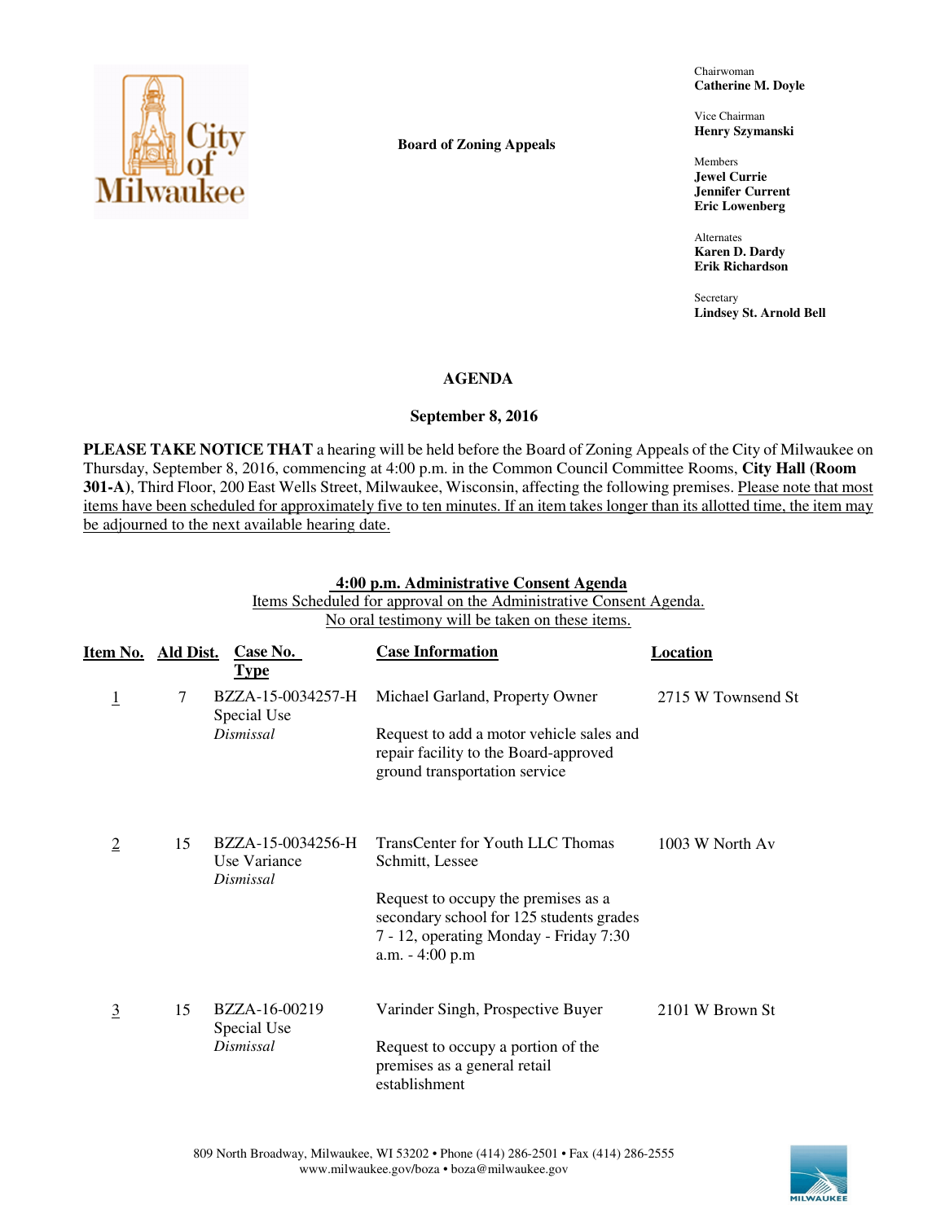**Board of Zoning Appeals**

Chairwoman
**Catherine M. Doyle**

Vice Chairman
**Henry Szymanski**

Members
**Jewel Currie**
**Jennifer Current**
**Eric Lowenberg**

Alternates
**Karen D. Dardy**
**Erik Richardson**

Secretary
**Lindsey St. Arnold Bell**

## AGENDA

### September 8, 2016

**PLEASE TAKE NOTICE THAT** a hearing will be held before the Board of Zoning Appeals of the City of Milwaukee on Thursday, September 8, 2016, commencing at 4:00 p.m. in the Common Council Committee Rooms, **City Hall (Room 301-A)**, Third Floor, 200 East Wells Street, Milwaukee, Wisconsin, affecting the following premises. Please note that most items have been scheduled for approximately five to ten minutes. If an item takes longer than its allotted time, the item may be adjourned to the next available hearing date.

**4:00 p.m. Administrative Consent Agenda**
Items Scheduled for approval on the Administrative Consent Agenda.
No oral testimony will be taken on these items.

| Item No. | Ald Dist. | Case No. Type | Case Information | Location |
|---|---|---|---|---|
| 1 | 7 | BZZA-15-0034257-H Special Use *Dismissal* | Michael Garland, Property Owner<br><br>Request to add a motor vehicle sales and repair facility to the Board-approved ground transportation service | 2715 W Townsend St |
| 2 | 15 | BZZA-15-0034256-H Use Variance *Dismissal* | TransCenter for Youth LLC Thomas Schmitt, Lessee<br><br>Request to occupy the premises as a secondary school for 125 students grades 7 - 12, operating Monday - Friday 7:30 a.m. - 4:00 p.m | 1003 W North Av |
| 3 | 15 | BZZA-16-00219 Special Use *Dismissal* | Varinder Singh, Prospective Buyer<br><br>Request to occupy a portion of the premises as a general retail establishment | 2101 W Brown St |

809 North Broadway, Milwaukee, WI 53202 • Phone (414) 286-2501 • Fax (414) 286-2555
www.milwaukee.gov/boza • boza@milwaukee.gov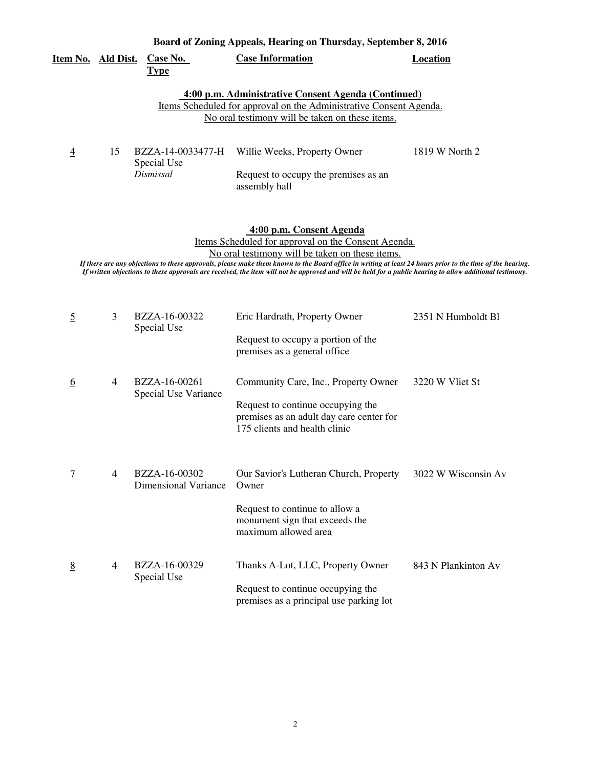## Board of Zoning Appeals, Hearing on Thursday, September 8, 2016

| Item No. | Ald Dist. | Case No. Type | Case Information | Location |
|---|---|---|---|---|

### 4:00 p.m. Administrative Consent Agenda (Continued)

Items Scheduled for approval on the Administrative Consent Agenda.
No oral testimony will be taken on these items.

| Item No. | Ald Dist. | Case No. Type | Case Information | Location |
|---|---|---|---|---|
| 4 | 15 | BZZA-14-0033477-H Special Use *Dismissal* | Willie Weeks, Property Owner<br><br>Request to occupy the premises as an assembly hall | 1819 W North 2 |

### 4:00 p.m. Consent Agenda

Items Scheduled for approval on the Consent Agenda.
No oral testimony will be taken on these items.

***If there are any objections to these approvals, please make them known to the Board office in writing at least 24 hours prior to the time of the hearing. If written objections to these approvals are received, the item will not be approved and will be held for a public hearing to allow additional testimony.***

| Item No. | Ald Dist. | Case No. Type | Case Information | Location |
|---|---|---|---|---|
| 5 | 3 | BZZA-16-00322 Special Use | Eric Hardrath, Property Owner<br><br>Request to occupy a portion of the premises as a general office | 2351 N Humboldt Bl |
| 6 | 4 | BZZA-16-00261 Special Use Variance | Community Care, Inc., Property Owner<br><br>Request to continue occupying the premises as an adult day care center for 175 clients and health clinic | 3220 W Vliet St |
| 7 | 4 | BZZA-16-00302 Dimensional Variance | Our Savior's Lutheran Church, Property Owner<br><br>Request to continue to allow a monument sign that exceeds the maximum allowed area | 3022 W Wisconsin Av |
| 8 | 4 | BZZA-16-00329 Special Use | Thanks A-Lot, LLC, Property Owner<br><br>Request to continue occupying the premises as a principal use parking lot | 843 N Plankinton Av |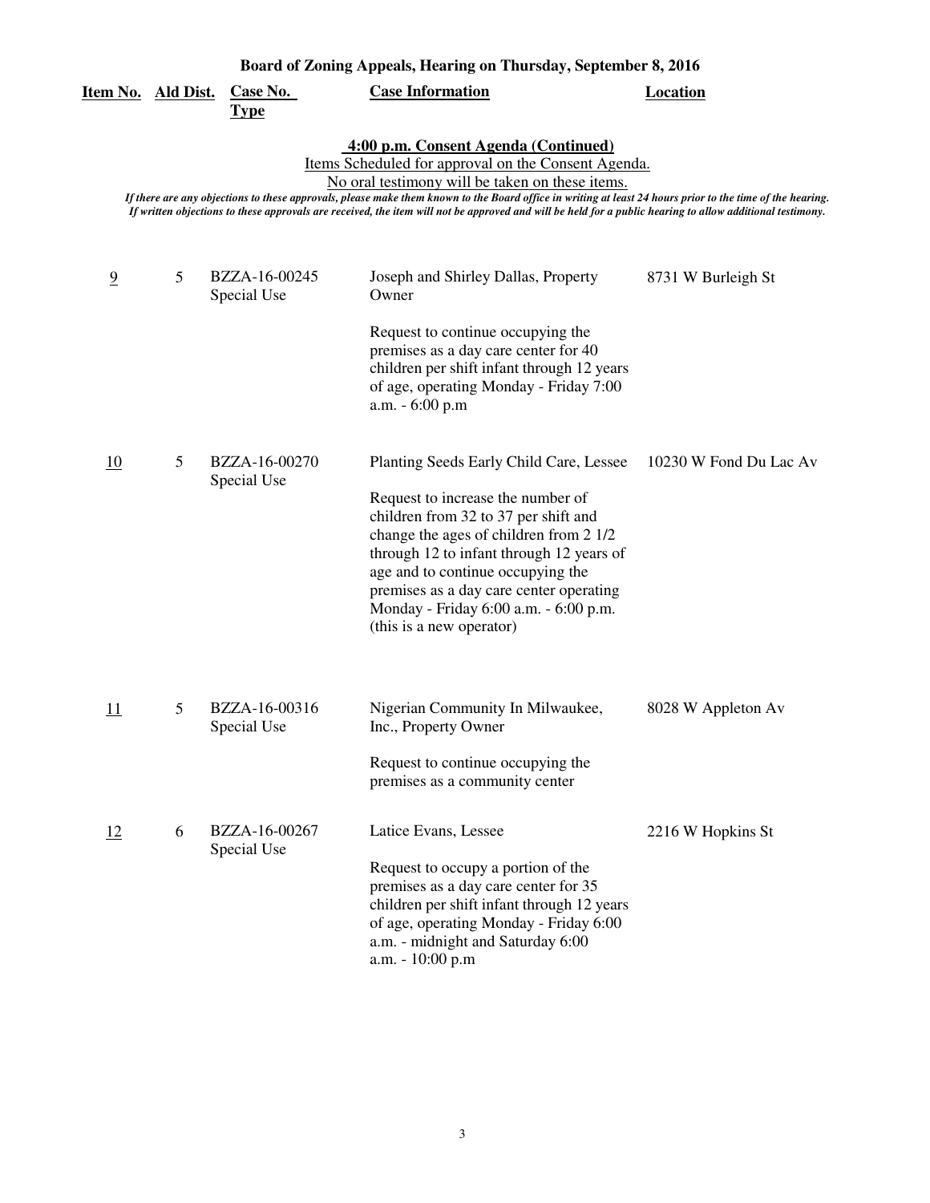**Board of Zoning Appeals, Hearing on Thursday, September 8, 2016**

| Item No. | Ald Dist. | Case No. Type | Case Information | Location |
|---|---|---|---|---|

**4:00 p.m. Consent Agenda (Continued)**

Items Scheduled for approval on the Consent Agenda.

No oral testimony will be taken on these items.

*If there are any objections to these approvals, please make them known to the Board office in writing at least 24 hours prior to the time of the hearing. If written objections to these approvals are received, the item will not be approved and will be held for a public hearing to allow additional testimony.*

| Item No. | Ald Dist. | Case No. Type | Case Information | Location |
|---|---|---|---|---|
| 9 | 5 | BZZA-16-00245 Special Use | Joseph and Shirley Dallas, Property Owner<br><br>Request to continue occupying the premises as a day care center for 40 children per shift infant through 12 years of age, operating Monday - Friday 7:00 a.m. - 6:00 p.m | 8731 W Burleigh St |
| 10 | 5 | BZZA-16-00270 Special Use | Planting Seeds Early Child Care, Lessee<br><br>Request to increase the number of children from 32 to 37 per shift and change the ages of children from 2 1/2 through 12 to infant through 12 years of age and to continue occupying the premises as a day care center operating Monday - Friday 6:00 a.m. - 6:00 p.m. (this is a new operator) | 10230 W Fond Du Lac Av |
| 11 | 5 | BZZA-16-00316 Special Use | Nigerian Community In Milwaukee, Inc., Property Owner<br><br>Request to continue occupying the premises as a community center | 8028 W Appleton Av |
| 12 | 6 | BZZA-16-00267 Special Use | Latice Evans, Lessee<br><br>Request to occupy a portion of the premises as a day care center for 35 children per shift infant through 12 years of age, operating Monday - Friday 6:00 a.m. - midnight and Saturday 6:00 a.m. - 10:00 p.m | 2216 W Hopkins St |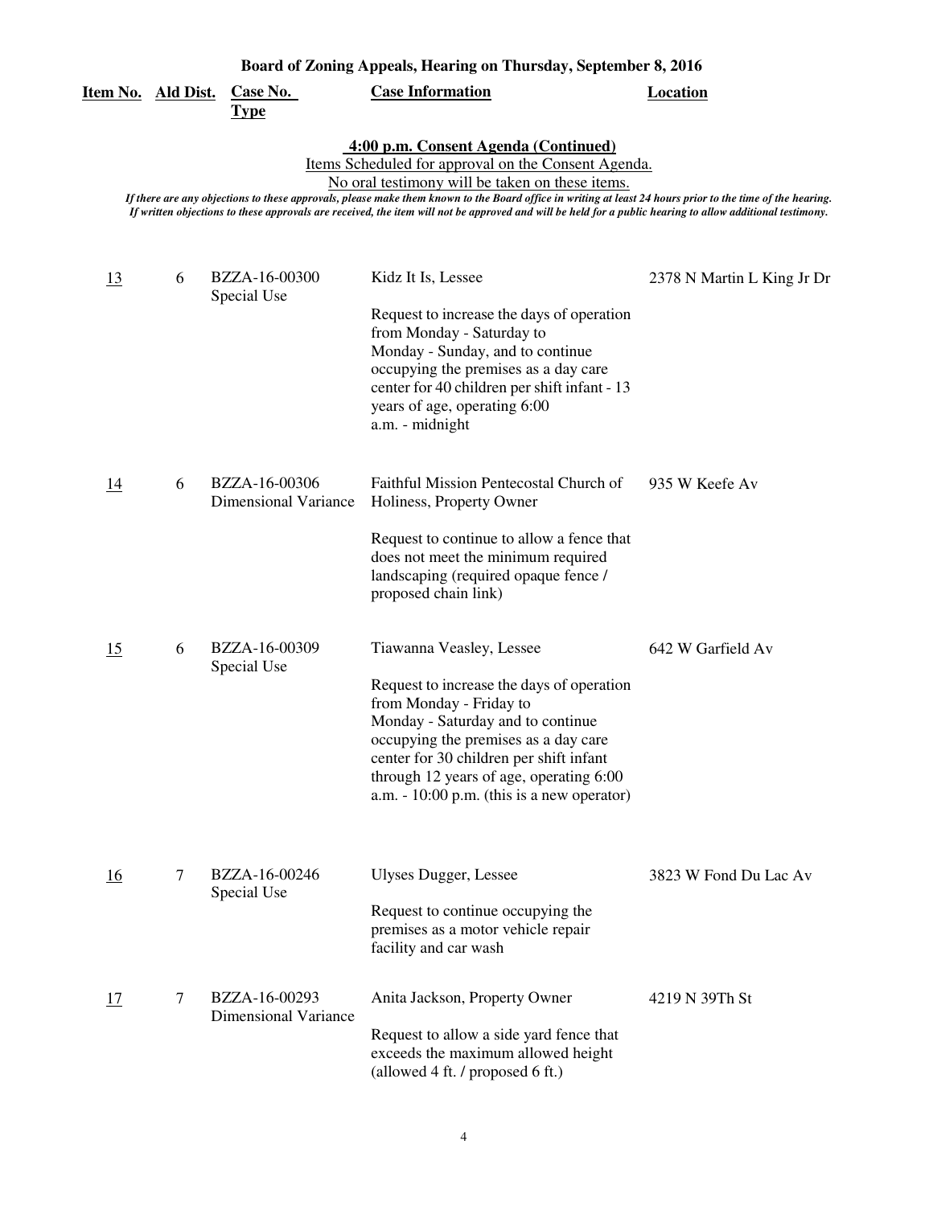**Board of Zoning Appeals, Hearing on Thursday, September 8, 2016**

**4:00 p.m. Consent Agenda (Continued)**

Items Scheduled for approval on the Consent Agenda.

No oral testimony will be taken on these items.

*If there are any objections to these approvals, please make them known to the Board office in writing at least 24 hours prior to the time of the hearing. If written objections to these approvals are received, the item will not be approved and will be held for a public hearing to allow additional testimony.*

| Item No. | Ald Dist. | Case No. Type | Case Information | Location |
|---|---|---|---|---|
| 13 | 6 | BZZA-16-00300 Special Use | Kidz It Is, Lessee<br><br>Request to increase the days of operation from Monday - Saturday to Monday - Sunday, and to continue occupying the premises as a day care center for 40 children per shift infant - 13 years of age, operating 6:00 a.m. - midnight | 2378 N Martin L King Jr Dr |
| 14 | 6 | BZZA-16-00306 Dimensional Variance | Faithful Mission Pentecostal Church of Holiness, Property Owner<br><br>Request to continue to allow a fence that does not meet the minimum required landscaping (required opaque fence / proposed chain link) | 935 W Keefe Av |
| 15 | 6 | BZZA-16-00309 Special Use | Tiawanna Veasley, Lessee<br><br>Request to increase the days of operation from Monday - Friday to Monday - Saturday and to continue occupying the premises as a day care center for 30 children per shift infant through 12 years of age, operating 6:00 a.m. - 10:00 p.m. (this is a new operator) | 642 W Garfield Av |
| 16 | 7 | BZZA-16-00246 Special Use | Ulyses Dugger, Lessee<br><br>Request to continue occupying the premises as a motor vehicle repair facility and car wash | 3823 W Fond Du Lac Av |
| 17 | 7 | BZZA-16-00293 Dimensional Variance | Anita Jackson, Property Owner<br><br>Request to allow a side yard fence that exceeds the maximum allowed height (allowed 4 ft. / proposed 6 ft.) | 4219 N 39Th St |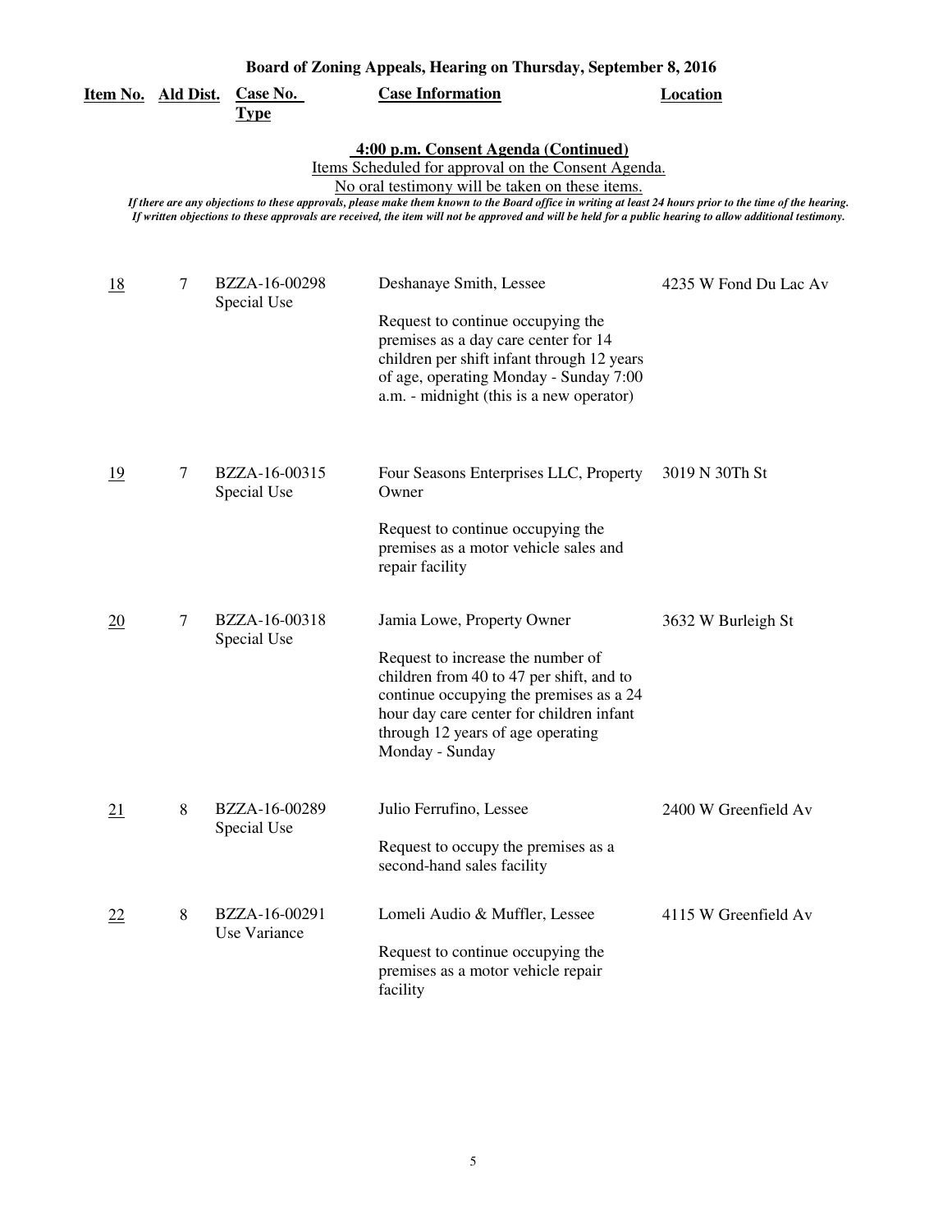**Board of Zoning Appeals, Hearing on Thursday, September 8, 2016**

**4:00 p.m. Consent Agenda (Continued)**

Items Scheduled for approval on the Consent Agenda.

No oral testimony will be taken on these items.

*If there are any objections to these approvals, please make them known to the Board office in writing at least 24 hours prior to the time of the hearing. If written objections to these approvals are received, the item will not be approved and will be held for a public hearing to allow additional testimony.*

| Item No. | Ald Dist. | Case No. Type | Case Information | Location |
|---|---|---|---|---|
| 18 | 7 | BZZA-16-00298 Special Use | Deshanaye Smith, Lessee<br><br>Request to continue occupying the premises as a day care center for 14 children per shift infant through 12 years of age, operating Monday - Sunday 7:00 a.m. - midnight (this is a new operator) | 4235 W Fond Du Lac Av |
| 19 | 7 | BZZA-16-00315 Special Use | Four Seasons Enterprises LLC, Property Owner<br><br>Request to continue occupying the premises as a motor vehicle sales and repair facility | 3019 N 30Th St |
| 20 | 7 | BZZA-16-00318 Special Use | Jamia Lowe, Property Owner<br><br>Request to increase the number of children from 40 to 47 per shift, and to continue occupying the premises as a 24 hour day care center for children infant through 12 years of age operating Monday - Sunday | 3632 W Burleigh St |
| 21 | 8 | BZZA-16-00289 Special Use | Julio Ferrufino, Lessee<br><br>Request to occupy the premises as a second-hand sales facility | 2400 W Greenfield Av |
| 22 | 8 | BZZA-16-00291 Use Variance | Lomeli Audio & Muffler, Lessee<br><br>Request to continue occupying the premises as a motor vehicle repair facility | 4115 W Greenfield Av |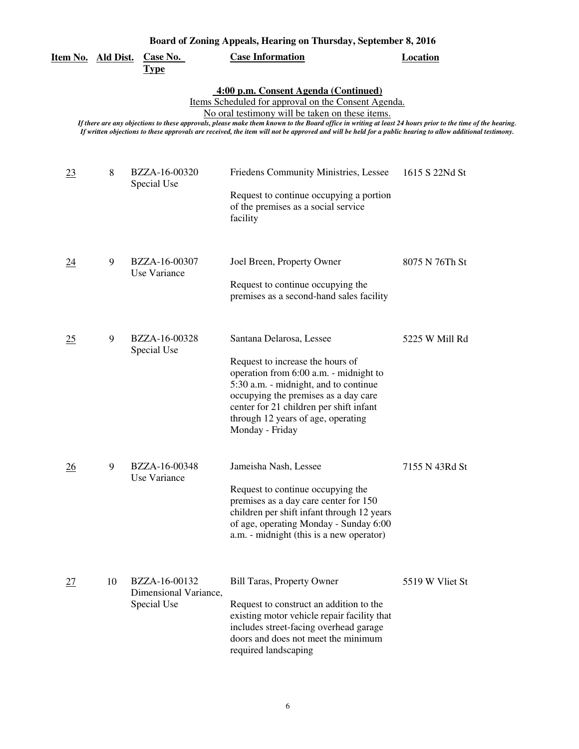**Board of Zoning Appeals, Hearing on Thursday, September 8, 2016**

**4:00 p.m. Consent Agenda (Continued)**

Items Scheduled for approval on the Consent Agenda.

No oral testimony will be taken on these items.

***If there are any objections to these approvals, please make them known to the Board office in writing at least 24 hours prior to the time of the hearing. If written objections to these approvals are received, the item will not be approved and will be held for a public hearing to allow additional testimony.***

| Item No. | Ald Dist. | Case No. Type | Case Information | Location |
|---|---|---|---|---|
| 23 | 8 | BZZA-16-00320 Special Use | Friedens Community Ministries, Lessee<br><br>Request to continue occupying a portion of the premises as a social service facility | 1615 S 22Nd St |
| 24 | 9 | BZZA-16-00307 Use Variance | Joel Breen, Property Owner<br><br>Request to continue occupying the premises as a second-hand sales facility | 8075 N 76Th St |
| 25 | 9 | BZZA-16-00328 Special Use | Santana Delarosa, Lessee<br><br>Request to increase the hours of operation from 6:00 a.m. - midnight to 5:30 a.m. - midnight, and to continue occupying the premises as a day care center for 21 children per shift infant through 12 years of age, operating Monday - Friday | 5225 W Mill Rd |
| 26 | 9 | BZZA-16-00348 Use Variance | Jameisha Nash, Lessee<br><br>Request to continue occupying the premises as a day care center for 150 children per shift infant through 12 years of age, operating Monday - Sunday 6:00 a.m. - midnight (this is a new operator) | 7155 N 43Rd St |
| 27 | 10 | BZZA-16-00132 Dimensional Variance, Special Use | Bill Taras, Property Owner<br><br>Request to construct an addition to the existing motor vehicle repair facility that includes street-facing overhead garage doors and does not meet the minimum required landscaping | 5519 W Vliet St |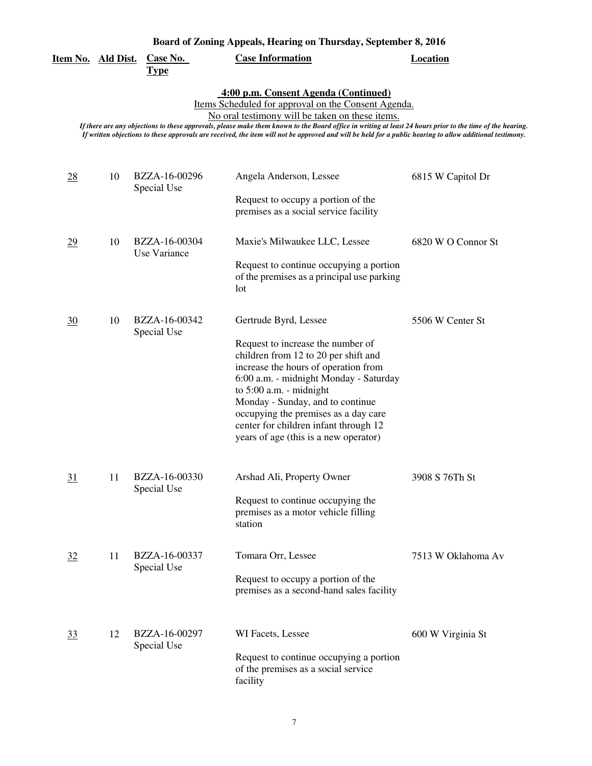**Board of Zoning Appeals, Hearing on Thursday, September 8, 2016**

**4:00 p.m. Consent Agenda (Continued)**

Items Scheduled for approval on the Consent Agenda.

No oral testimony will be taken on these items.

*If there are any objections to these approvals, please make them known to the Board office in writing at least 24 hours prior to the time of the hearing. If written objections to these approvals are received, the item will not be approved and will be held for a public hearing to allow additional testimony.*

| Item No. | Ald Dist. | Case No. Type | Case Information | Location |
|---|---|---|---|---|
| 28 | 10 | BZZA-16-00296 Special Use | Angela Anderson, Lessee<br><br>Request to occupy a portion of the premises as a social service facility | 6815 W Capitol Dr |
| 29 | 10 | BZZA-16-00304 Use Variance | Maxie's Milwaukee LLC, Lessee<br><br>Request to continue occupying a portion of the premises as a principal use parking lot | 6820 W O Connor St |
| 30 | 10 | BZZA-16-00342 Special Use | Gertrude Byrd, Lessee<br><br>Request to increase the number of children from 12 to 20 per shift and increase the hours of operation from 6:00 a.m. - midnight Monday - Saturday to 5:00 a.m. - midnight Monday - Sunday, and to continue occupying the premises as a day care center for children infant through 12 years of age (this is a new operator) | 5506 W Center St |
| 31 | 11 | BZZA-16-00330 Special Use | Arshad Ali, Property Owner<br><br>Request to continue occupying the premises as a motor vehicle filling station | 3908 S 76Th St |
| 32 | 11 | BZZA-16-00337 Special Use | Tomara Orr, Lessee<br><br>Request to occupy a portion of the premises as a second-hand sales facility | 7513 W Oklahoma Av |
| 33 | 12 | BZZA-16-00297 Special Use | WI Facets, Lessee<br><br>Request to continue occupying a portion of the premises as a social service facility | 600 W Virginia St |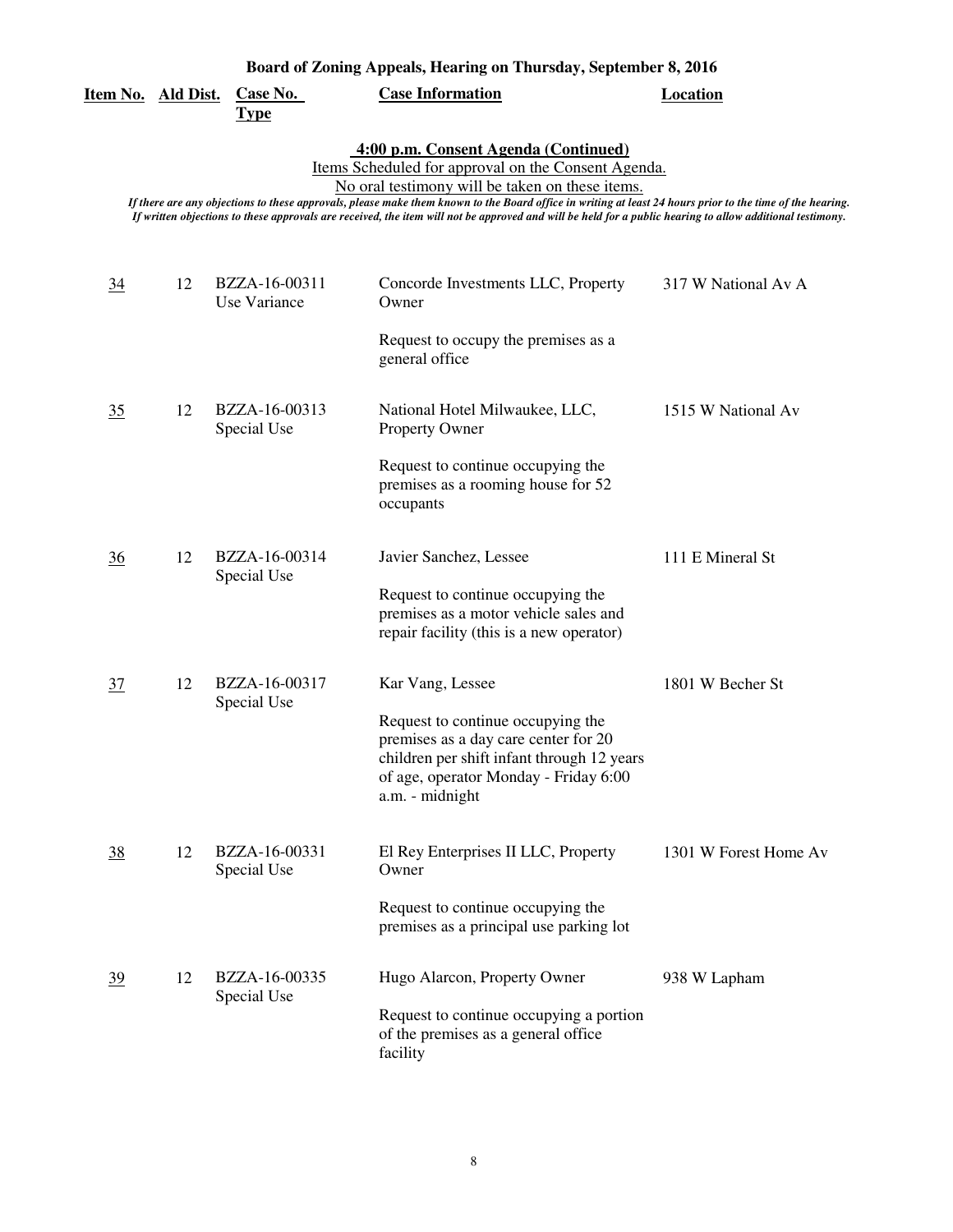**Board of Zoning Appeals, Hearing on Thursday, September 8, 2016**

**4:00 p.m. Consent Agenda (Continued)**

Items Scheduled for approval on the Consent Agenda.

No oral testimony will be taken on these items.

*If there are any objections to these approvals, please make them known to the Board office in writing at least 24 hours prior to the time of the hearing. If written objections to these approvals are received, the item will not be approved and will be held for a public hearing to allow additional testimony.*

| Item No. | Ald Dist. | Case No. Type | Case Information | Location |
|---|---|---|---|---|
| 34 | 12 | BZZA-16-00311 Use Variance | Concorde Investments LLC, Property Owner<br><br>Request to occupy the premises as a general office | 317 W National Av A |
| 35 | 12 | BZZA-16-00313 Special Use | National Hotel Milwaukee, LLC, Property Owner<br><br>Request to continue occupying the premises as a rooming house for 52 occupants | 1515 W National Av |
| 36 | 12 | BZZA-16-00314 Special Use | Javier Sanchez, Lessee<br><br>Request to continue occupying the premises as a motor vehicle sales and repair facility (this is a new operator) | 111 E Mineral St |
| 37 | 12 | BZZA-16-00317 Special Use | Kar Vang, Lessee<br><br>Request to continue occupying the premises as a day care center for 20 children per shift infant through 12 years of age, operator Monday - Friday 6:00 a.m. - midnight | 1801 W Becher St |
| 38 | 12 | BZZA-16-00331 Special Use | El Rey Enterprises II LLC, Property Owner<br><br>Request to continue occupying the premises as a principal use parking lot | 1301 W Forest Home Av |
| 39 | 12 | BZZA-16-00335 Special Use | Hugo Alarcon, Property Owner<br><br>Request to continue occupying a portion of the premises as a general office facility | 938 W Lapham |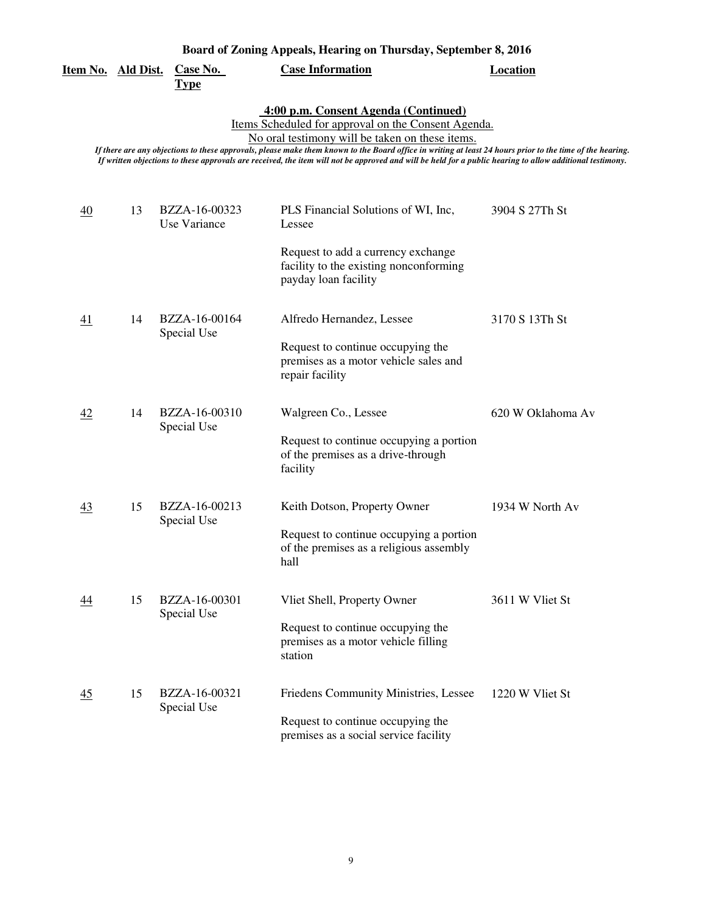**Board of Zoning Appeals, Hearing on Thursday, September 8, 2016**

## 4:00 p.m. Consent Agenda (Continued)

Items Scheduled for approval on the Consent Agenda.

No oral testimony will be taken on these items.

*If there are any objections to these approvals, please make them known to the Board office in writing at least 24 hours prior to the time of the hearing. If written objections to these approvals are received, the item will not be approved and will be held for a public hearing to allow additional testimony.*

| Item No. | Ald Dist. | Case No. Type | Case Information | Location |
|---|---|---|---|---|
| 40 | 13 | BZZA-16-00323 Use Variance | PLS Financial Solutions of WI, Inc, Lessee<br><br>Request to add a currency exchange facility to the existing nonconforming payday loan facility | 3904 S 27Th St |
| 41 | 14 | BZZA-16-00164 Special Use | Alfredo Hernandez, Lessee<br><br>Request to continue occupying the premises as a motor vehicle sales and repair facility | 3170 S 13Th St |
| 42 | 14 | BZZA-16-00310 Special Use | Walgreen Co., Lessee<br><br>Request to continue occupying a portion of the premises as a drive-through facility | 620 W Oklahoma Av |
| 43 | 15 | BZZA-16-00213 Special Use | Keith Dotson, Property Owner<br><br>Request to continue occupying a portion of the premises as a religious assembly hall | 1934 W North Av |
| 44 | 15 | BZZA-16-00301 Special Use | Vliet Shell, Property Owner<br><br>Request to continue occupying the premises as a motor vehicle filling station | 3611 W Vliet St |
| 45 | 15 | BZZA-16-00321 Special Use | Friedens Community Ministries, Lessee<br><br>Request to continue occupying the premises as a social service facility | 1220 W Vliet St |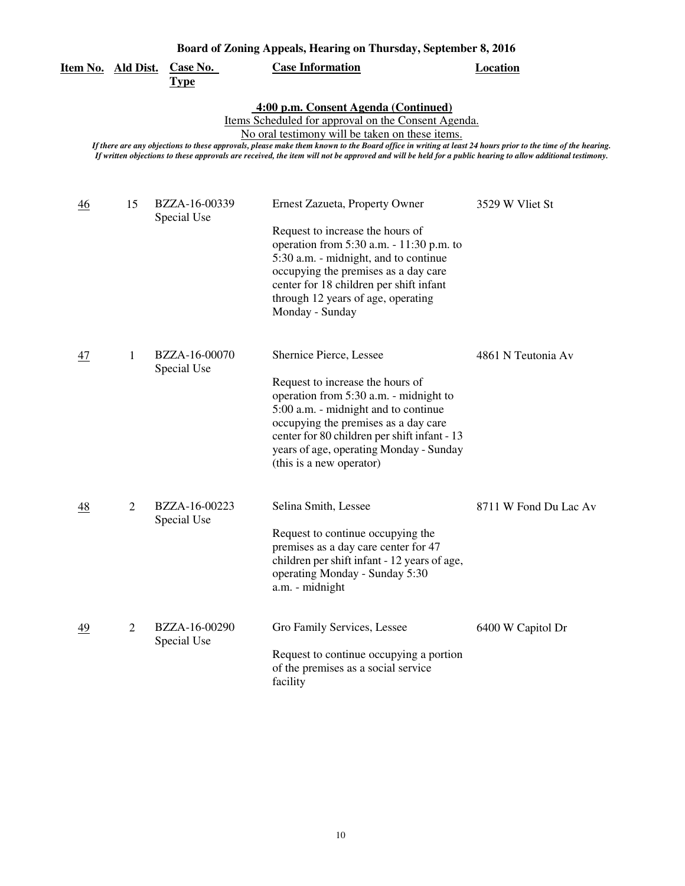# Board of Zoning Appeals, Hearing on Thursday, September 8, 2016

| Item No. | Ald Dist. | Case No. Type | Case Information | Location |
|---|---|---|---|---|

## 4:00 p.m. Consent Agenda (Continued)

Items Scheduled for approval on the Consent Agenda.

No oral testimony will be taken on these items.

*If there are any objections to these approvals, please make them known to the Board office in writing at least 24 hours prior to the time of the hearing. If written objections to these approvals are received, the item will not be approved and will be held for a public hearing to allow additional testimony.*

| Item No. | Ald Dist. | Case No. Type | Case Information | Location |
|---|---|---|---|---|
| 46 | 15 | BZZA-16-00339 Special Use | Ernest Zazueta, Property Owner<br><br>Request to increase the hours of operation from 5:30 a.m. - 11:30 p.m. to 5:30 a.m. - midnight, and to continue occupying the premises as a day care center for 18 children per shift infant through 12 years of age, operating Monday - Sunday | 3529 W Vliet St |
| 47 | 1 | BZZA-16-00070 Special Use | Shernice Pierce, Lessee<br><br>Request to increase the hours of operation from 5:30 a.m. - midnight to 5:00 a.m. - midnight and to continue occupying the premises as a day care center for 80 children per shift infant - 13 years of age, operating Monday - Sunday (this is a new operator) | 4861 N Teutonia Av |
| 48 | 2 | BZZA-16-00223 Special Use | Selina Smith, Lessee<br><br>Request to continue occupying the premises as a day care center for 47 children per shift infant - 12 years of age, operating Monday - Sunday 5:30 a.m. - midnight | 8711 W Fond Du Lac Av |
| 49 | 2 | BZZA-16-00290 Special Use | Gro Family Services, Lessee<br><br>Request to continue occupying a portion of the premises as a social service facility | 6400 W Capitol Dr |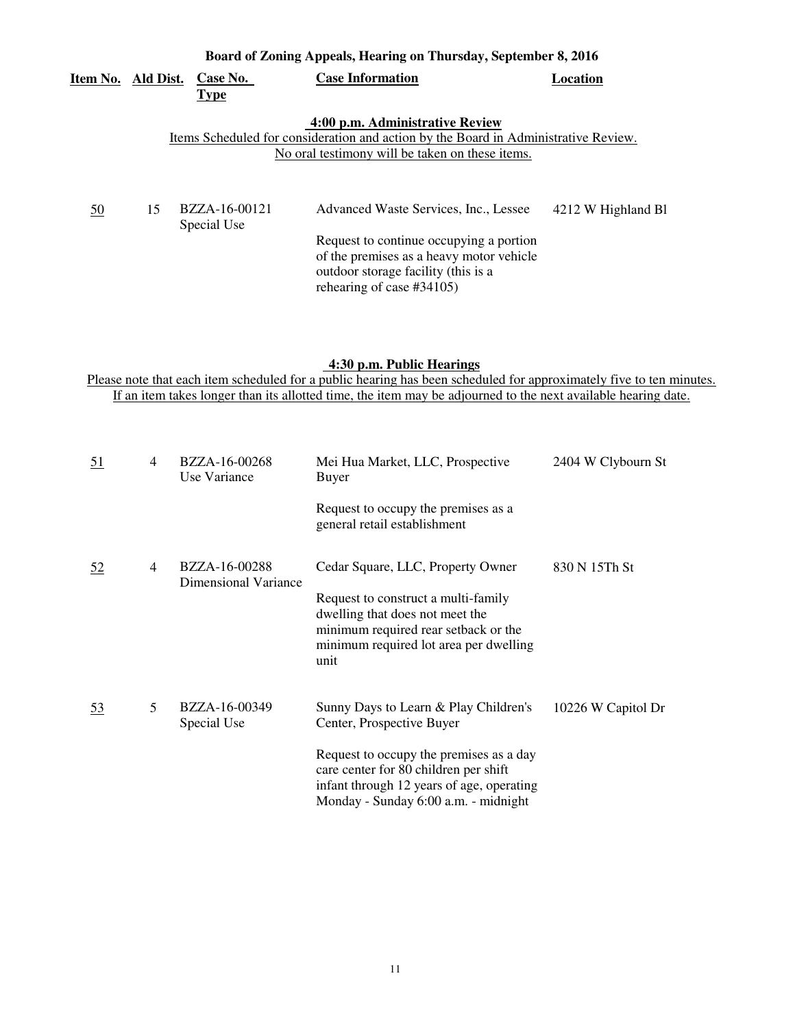**Board of Zoning Appeals, Hearing on Thursday, September 8, 2016**

| Item No. | Ald Dist. | Case No. Type | Case Information | Location |
|---|---|---|---|---|

**4:00 p.m. Administrative Review**

Items Scheduled for consideration and action by the Board in Administrative Review.
No oral testimony will be taken on these items.

| Item No. | Ald Dist. | Case No. Type | Case Information | Location |
|---|---|---|---|---|
| 50 | 15 | BZZA-16-00121 Special Use | Advanced Waste Services, Inc., Lessee<br><br>Request to continue occupying a portion of the premises as a heavy motor vehicle outdoor storage facility (this is a rehearing of case #34105) | 4212 W Highland Bl |

**4:30 p.m. Public Hearings**

Please note that each item scheduled for a public hearing has been scheduled for approximately five to ten minutes.
If an item takes longer than its allotted time, the item may be adjourned to the next available hearing date.

| Item No. | Ald Dist. | Case No. Type | Case Information | Location |
|---|---|---|---|---|
| 51 | 4 | BZZA-16-00268 Use Variance | Mei Hua Market, LLC, Prospective Buyer<br><br>Request to occupy the premises as a general retail establishment | 2404 W Clybourn St |
| 52 | 4 | BZZA-16-00288 Dimensional Variance | Cedar Square, LLC, Property Owner<br><br>Request to construct a multi-family dwelling that does not meet the minimum required rear setback or the minimum required lot area per dwelling unit | 830 N 15Th St |
| 53 | 5 | BZZA-16-00349 Special Use | Sunny Days to Learn & Play Children's Center, Prospective Buyer<br><br>Request to occupy the premises as a day care center for 80 children per shift infant through 12 years of age, operating Monday - Sunday 6:00 a.m. - midnight | 10226 W Capitol Dr |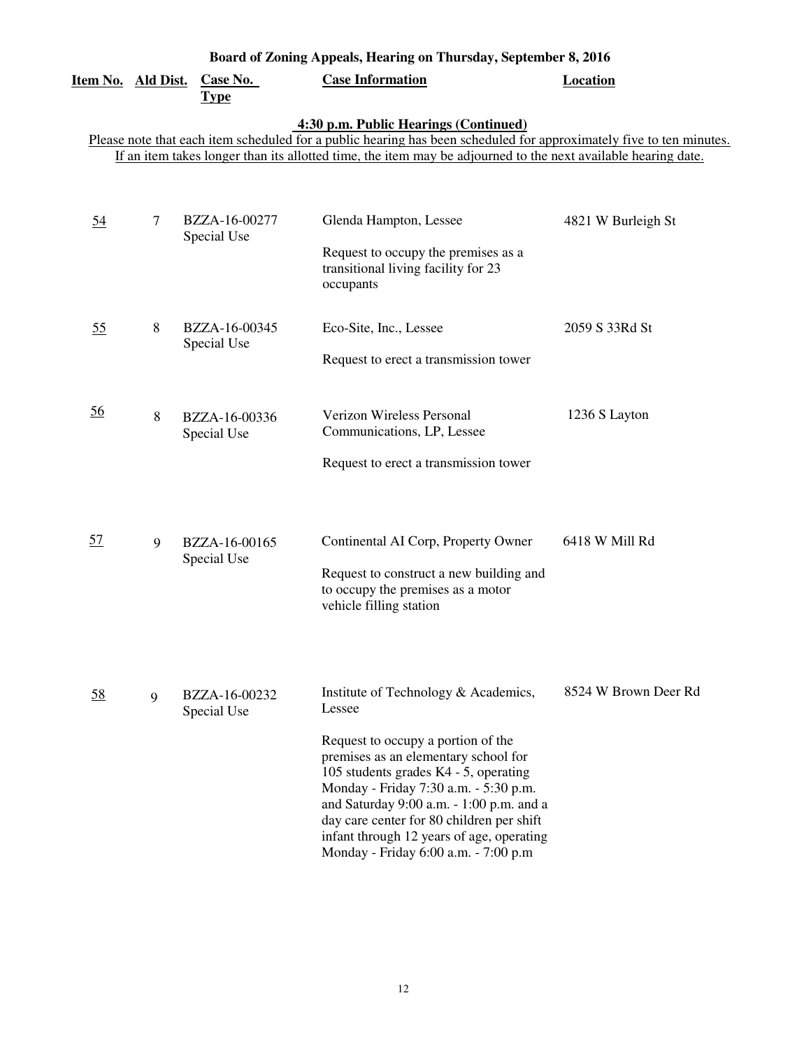**Board of Zoning Appeals, Hearing on Thursday, September 8, 2016**

**4:30 p.m. Public Hearings (Continued)**

Please note that each item scheduled for a public hearing has been scheduled for approximately five to ten minutes. If an item takes longer than its allotted time, the item may be adjourned to the next available hearing date.

| Item No. | Ald Dist. | Case No. Type | Case Information | Location |
|---|---|---|---|---|
| 54 | 7 | BZZA-16-00277 Special Use | Glenda Hampton, Lessee<br><br>Request to occupy the premises as a transitional living facility for 23 occupants | 4821 W Burleigh St |
| 55 | 8 | BZZA-16-00345 Special Use | Eco-Site, Inc., Lessee<br><br>Request to erect a transmission tower | 2059 S 33Rd St |
| 56 | 8 | BZZA-16-00336 Special Use | Verizon Wireless Personal Communications, LP, Lessee<br><br>Request to erect a transmission tower | 1236 S Layton |
| 57 | 9 | BZZA-16-00165 Special Use | Continental AI Corp, Property Owner<br><br>Request to construct a new building and to occupy the premises as a motor vehicle filling station | 6418 W Mill Rd |
| 58 | 9 | BZZA-16-00232 Special Use | Institute of Technology & Academics, Lessee<br><br>Request to occupy a portion of the premises as an elementary school for 105 students grades K4 - 5, operating Monday - Friday 7:30 a.m. - 5:30 p.m. and Saturday 9:00 a.m. - 1:00 p.m. and a day care center for 80 children per shift infant through 12 years of age, operating Monday - Friday 6:00 a.m. - 7:00 p.m | 8524 W Brown Deer Rd |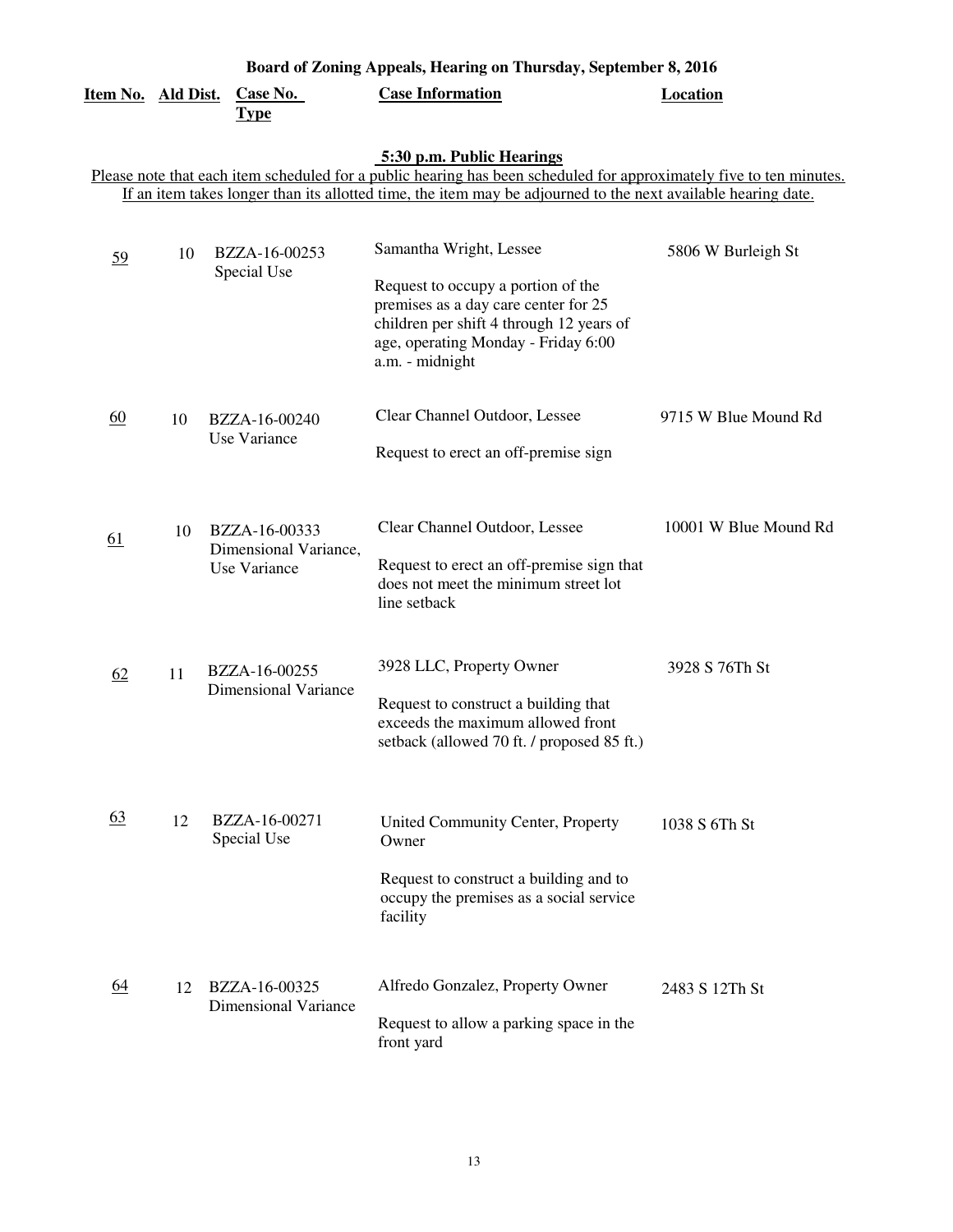**Board of Zoning Appeals, Hearing on Thursday, September 8, 2016**

**5:30 p.m. Public Hearings**

Please note that each item scheduled for a public hearing has been scheduled for approximately five to ten minutes. If an item takes longer than its allotted time, the item may be adjourned to the next available hearing date.

| Item No. | Ald Dist. | Case No. Type | Case Information | Location |
|---|---|---|---|---|
| 59 | 10 | BZZA-16-00253 Special Use | Samantha Wright, Lessee<br><br>Request to occupy a portion of the premises as a day care center for 25 children per shift 4 through 12 years of age, operating Monday - Friday 6:00 a.m. - midnight | 5806 W Burleigh St |
| 60 | 10 | BZZA-16-00240 Use Variance | Clear Channel Outdoor, Lessee<br><br>Request to erect an off-premise sign | 9715 W Blue Mound Rd |
| 61 | 10 | BZZA-16-00333 Dimensional Variance, Use Variance | Clear Channel Outdoor, Lessee<br><br>Request to erect an off-premise sign that does not meet the minimum street lot line setback | 10001 W Blue Mound Rd |
| 62 | 11 | BZZA-16-00255 Dimensional Variance | 3928 LLC, Property Owner<br><br>Request to construct a building that exceeds the maximum allowed front setback (allowed 70 ft. / proposed 85 ft.) | 3928 S 76Th St |
| 63 | 12 | BZZA-16-00271 Special Use | United Community Center, Property Owner<br><br>Request to construct a building and to occupy the premises as a social service facility | 1038 S 6Th St |
| 64 | 12 | BZZA-16-00325 Dimensional Variance | Alfredo Gonzalez, Property Owner<br><br>Request to allow a parking space in the front yard | 2483 S 12Th St |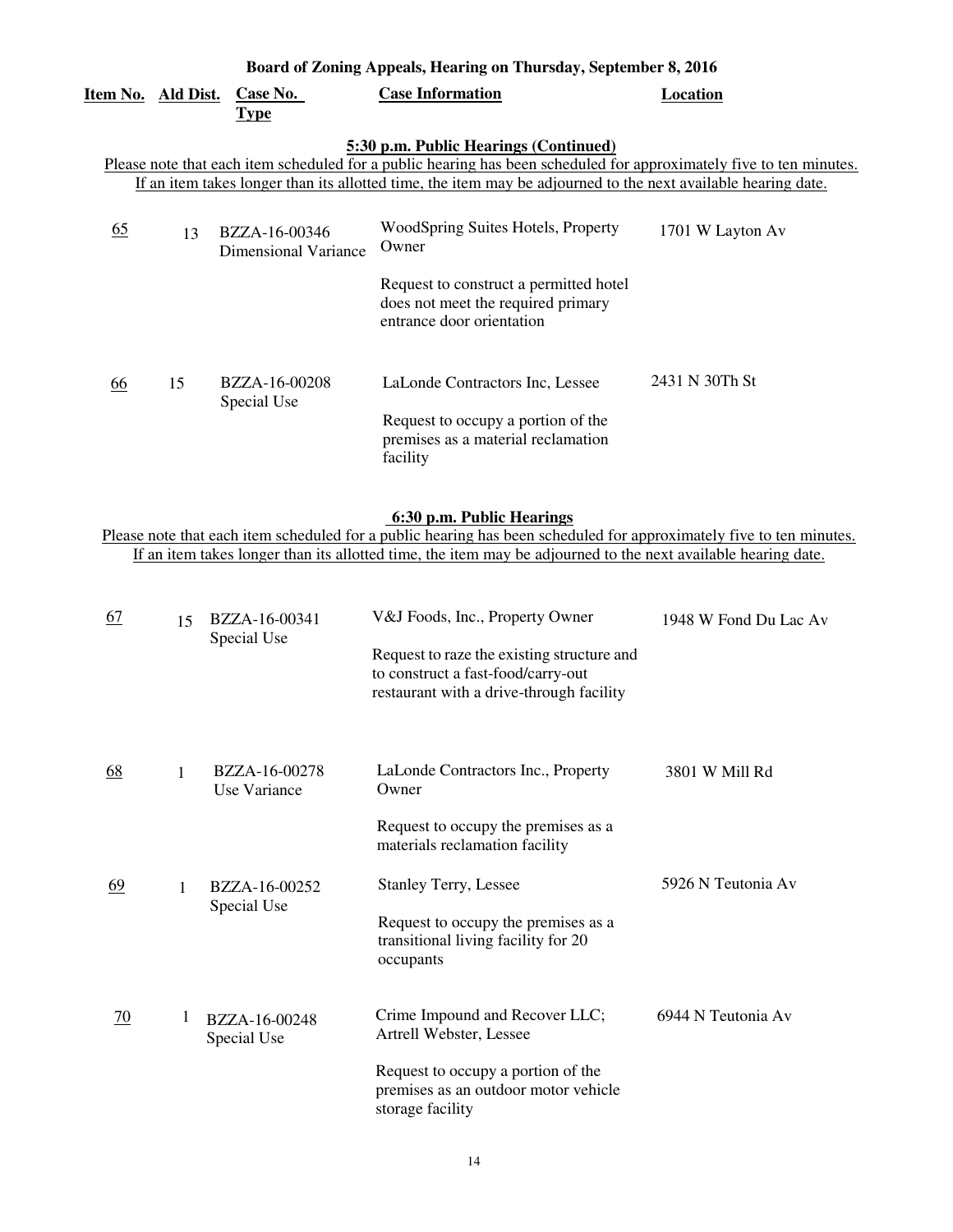## Board of Zoning Appeals, Hearing on Thursday, September 8, 2016

| Item No. | Ald Dist. | Case No. Type | Case Information | Location |
|---|---|---|---|---|

### 5:30 p.m. Public Hearings (Continued)

Please note that each item scheduled for a public hearing has been scheduled for approximately five to ten minutes. If an item takes longer than its allotted time, the item may be adjourned to the next available hearing date.

| Item No. | Ald Dist. | Case No. Type | Case Information | Location |
|---|---|---|---|---|
| 65 | 13 | BZZA-16-00346 Dimensional Variance | WoodSpring Suites Hotels, Property Owner<br><br>Request to construct a permitted hotel does not meet the required primary entrance door orientation | 1701 W Layton Av |
| 66 | 15 | BZZA-16-00208 Special Use | LaLonde Contractors Inc, Lessee<br><br>Request to occupy a portion of the premises as a material reclamation facility | 2431 N 30Th St |

### 6:30 p.m. Public Hearings

Please note that each item scheduled for a public hearing has been scheduled for approximately five to ten minutes. If an item takes longer than its allotted time, the item may be adjourned to the next available hearing date.

| Item No. | Ald Dist. | Case No. Type | Case Information | Location |
|---|---|---|---|---|
| 67 | 15 | BZZA-16-00341 Special Use | V&J Foods, Inc., Property Owner<br><br>Request to raze the existing structure and to construct a fast-food/carry-out restaurant with a drive-through facility | 1948 W Fond Du Lac Av |
| 68 | 1 | BZZA-16-00278 Use Variance | LaLonde Contractors Inc., Property Owner<br><br>Request to occupy the premises as a materials reclamation facility | 3801 W Mill Rd |
| 69 | 1 | BZZA-16-00252 Special Use | Stanley Terry, Lessee<br><br>Request to occupy the premises as a transitional living facility for 20 occupants | 5926 N Teutonia Av |
| 70 | 1 | BZZA-16-00248 Special Use | Crime Impound and Recover LLC; Artrell Webster, Lessee<br><br>Request to occupy a portion of the premises as an outdoor motor vehicle storage facility | 6944 N Teutonia Av |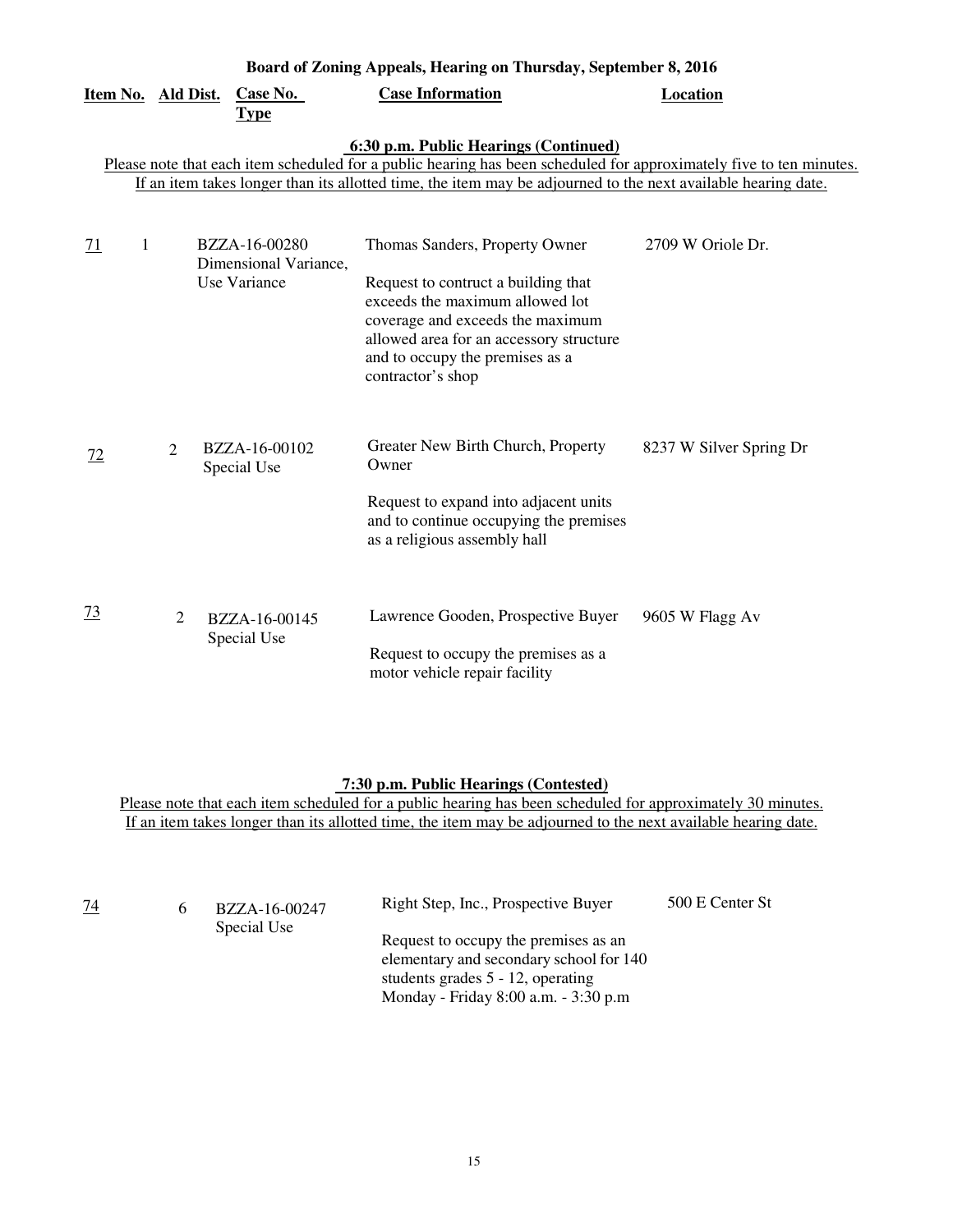**Board of Zoning Appeals, Hearing on Thursday, September 8, 2016**

| Item No. | Ald Dist. | Case No. Type | Case Information | Location |
|---|---|---|---|---|

**6:30 p.m. Public Hearings (Continued)**

Please note that each item scheduled for a public hearing has been scheduled for approximately five to ten minutes. If an item takes longer than its allotted time, the item may be adjourned to the next available hearing date.

| Item No. | Ald Dist. | Case No. Type | Case Information | Location |
|---|---|---|---|---|
| 71 | 1 | BZZA-16-00280 Dimensional Variance, Use Variance | Thomas Sanders, Property Owner<br><br>Request to contruct a building that exceeds the maximum allowed lot coverage and exceeds the maximum allowed area for an accessory structure and to occupy the premises as a contractor's shop | 2709 W Oriole Dr. |
| 72 | 2 | BZZA-16-00102 Special Use | Greater New Birth Church, Property Owner<br><br>Request to expand into adjacent units and to continue occupying the premises as a religious assembly hall | 8237 W Silver Spring Dr |
| 73 | 2 | BZZA-16-00145 Special Use | Lawrence Gooden, Prospective Buyer<br><br>Request to occupy the premises as a motor vehicle repair facility | 9605 W Flagg Av |

**7:30 p.m. Public Hearings (Contested)**

Please note that each item scheduled for a public hearing has been scheduled for approximately 30 minutes. If an item takes longer than its allotted time, the item may be adjourned to the next available hearing date.

| Item No. | Ald Dist. | Case No. Type | Case Information | Location |
|---|---|---|---|---|
| 74 | 6 | BZZA-16-00247 Special Use | Right Step, Inc., Prospective Buyer<br><br>Request to occupy the premises as an elementary and secondary school for 140 students grades 5 - 12, operating Monday - Friday 8:00 a.m. - 3:30 p.m | 500 E Center St |